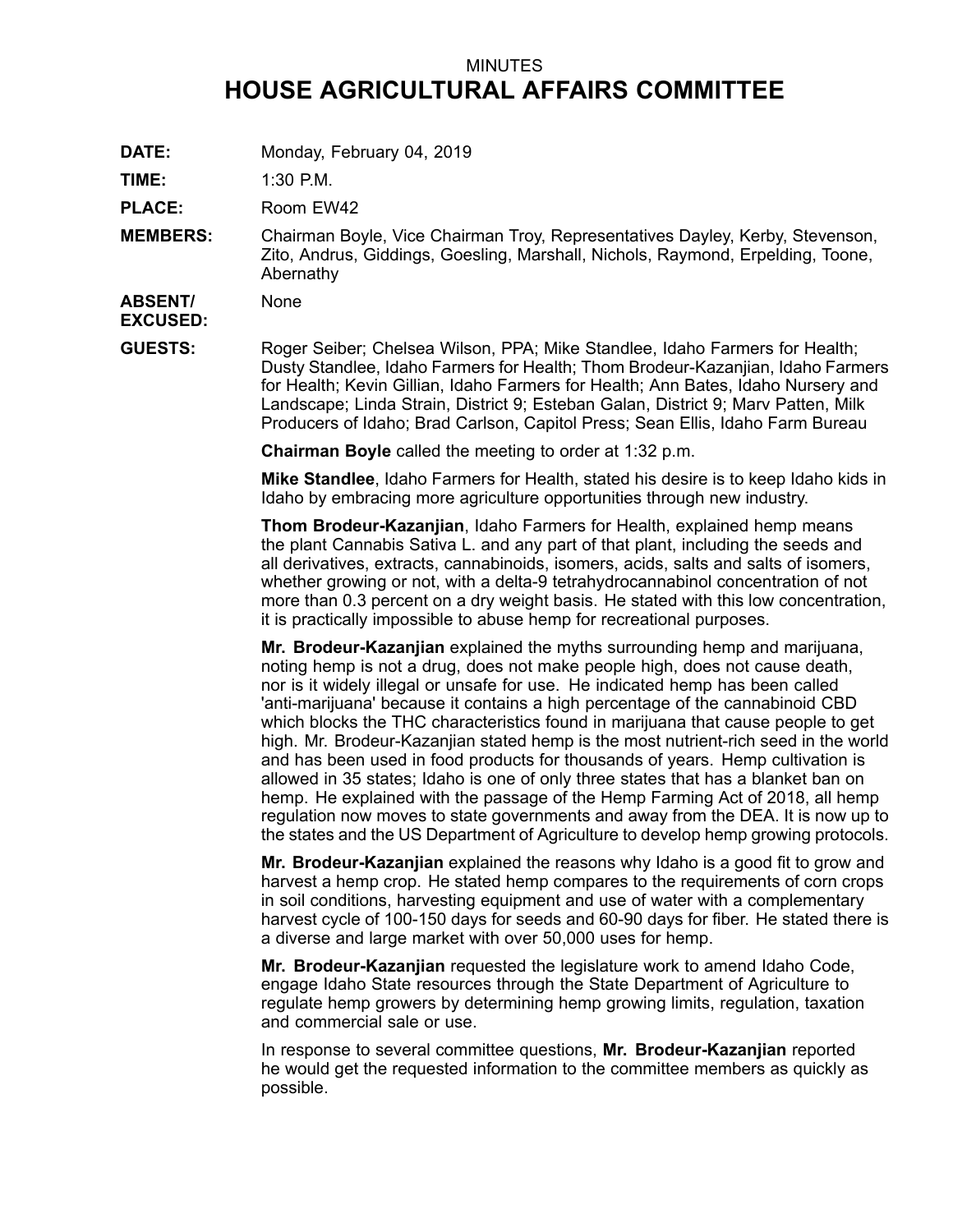MINUTES

# HOUSE AGRICULTURAL AFFAIRS COMMITTEE

**DATE:** Monday, February 04, 2019

**TIME:** 1:30 P.M.

**PLACE:** Room EW42

**MEMBERS:** Chairman Boyle, Vice Chairman Troy, Representatives Dayley, Kerby, Stevenson, Zito, Andrus, Giddings, Goesling, Marshall, Nichols, Raymond, Erpelding, Toone, Abernathy

**ABSENT/ EXCUSED:** None

**GUESTS:** Roger Seiber; Chelsea Wilson, PPA; Mike Standlee, Idaho Farmers for Health; Dusty Standlee, Idaho Farmers for Health; Thom Brodeur-Kazanjian, Idaho Farmers for Health; Kevin Gillian, Idaho Farmers for Health; Ann Bates, Idaho Nursery and Landscape; Linda Strain, District 9; Esteban Galan, District 9; Marv Patten, Milk Producers of Idaho; Brad Carlson, Capitol Press; Sean Ellis, Idaho Farm Bureau

**Chairman Boyle** called the meeting to order at 1:32 p.m.

**Mike Standlee**, Idaho Farmers for Health, stated his desire is to keep Idaho kids in Idaho by embracing more agriculture opportunities through new industry.

**Thom Brodeur-Kazanjian**, Idaho Farmers for Health, explained hemp means the plant Cannabis Sativa L. and any part of that plant, including the seeds and all derivatives, extracts, cannabinoids, isomers, acids, salts and salts of isomers, whether growing or not, with a delta-9 tetrahydrocannabinol concentration of not more than 0.3 percent on a dry weight basis. He stated with this low concentration, it is practically impossible to abuse hemp for recreational purposes.

**Mr. Brodeur-Kazanjian** explained the myths surrounding hemp and marijuana, noting hemp is not a drug, does not make people high, does not cause death, nor is it widely illegal or unsafe for use. He indicated hemp has been called 'anti-marijuana' because it contains a high percentage of the cannabinoid CBD which blocks the THC characteristics found in marijuana that cause people to get high. Mr. Brodeur-Kazanjian stated hemp is the most nutrient-rich seed in the world and has been used in food products for thousands of years. Hemp cultivation is allowed in 35 states; Idaho is one of only three states that has a blanket ban on hemp. He explained with the passage of the Hemp Farming Act of 2018, all hemp regulation now moves to state governments and away from the DEA. It is now up to the states and the US Department of Agriculture to develop hemp growing protocols.

**Mr. Brodeur-Kazanjian** explained the reasons why Idaho is a good fit to grow and harvest a hemp crop. He stated hemp compares to the requirements of corn crops in soil conditions, harvesting equipment and use of water with a complementary harvest cycle of 100-150 days for seeds and 60-90 days for fiber. He stated there is a diverse and large market with over 50,000 uses for hemp.

**Mr. Brodeur-Kazanjian** requested the legislature work to amend Idaho Code, engage Idaho State resources through the State Department of Agriculture to regulate hemp growers by determining hemp growing limits, regulation, taxation and commercial sale or use.

In response to several committee questions, **Mr. Brodeur-Kazanjian** reported he would get the requested information to the committee members as quickly as possible.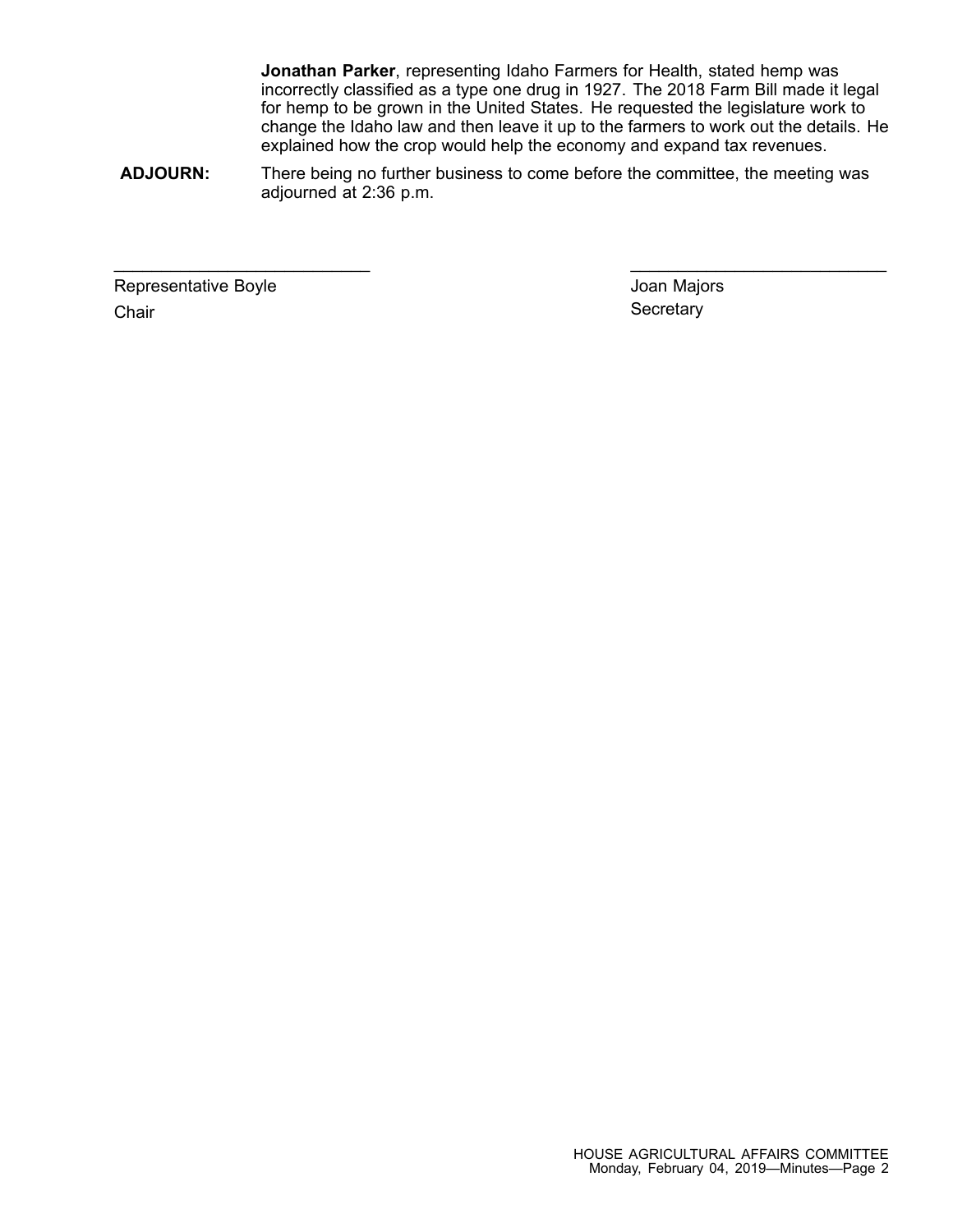**Jonathan Parker**, representing Idaho Farmers for Health, stated hemp was incorrectly classified as a type one drug in 1927. The 2018 Farm Bill made it legal for hemp to be grown in the United States. He requested the legislature work to change the Idaho law and then leave it up to the farmers to work out the details. He explained how the crop would help the economy and expand tax revenues.

**ADJOURN:** There being no further business to come before the committee, the meeting was adjourned at 2:36 p.m.

___________________________
Representative Boyle
Chair

___________________________
Joan Majors
Secretary